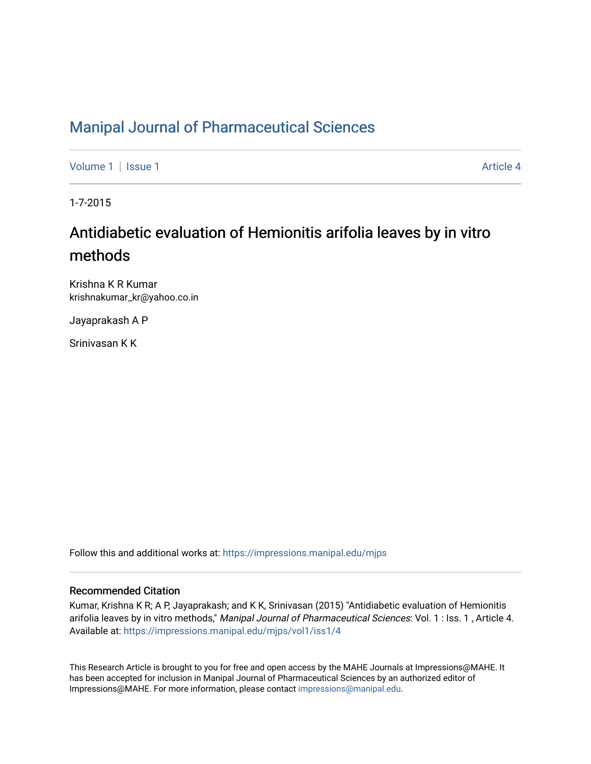# Manipal Journal of Pharmaceutical Sciences

Volume 1 | Issue 1 Article 4

1-7-2015

## Antidiabetic evaluation of Hemionitis arifolia leaves by in vitro methods

Krishna K R Kumar
krishnakumar_kr@yahoo.co.in

Jayaprakash A P

Srinivasan K K

Follow this and additional works at: https://impressions.manipal.edu/mjps

### Recommended Citation

Kumar, Krishna K R; A P, Jayaprakash; and K K, Srinivasan (2015) "Antidiabetic evaluation of Hemionitis arifolia leaves by in vitro methods," *Manipal Journal of Pharmaceutical Sciences*: Vol. 1 : Iss. 1 , Article 4. Available at: https://impressions.manipal.edu/mjps/vol1/iss1/4

This Research Article is brought to you for free and open access by the MAHE Journals at Impressions@MAHE. It has been accepted for inclusion in Manipal Journal of Pharmaceutical Sciences by an authorized editor of Impressions@MAHE. For more information, please contact impressions@manipal.edu.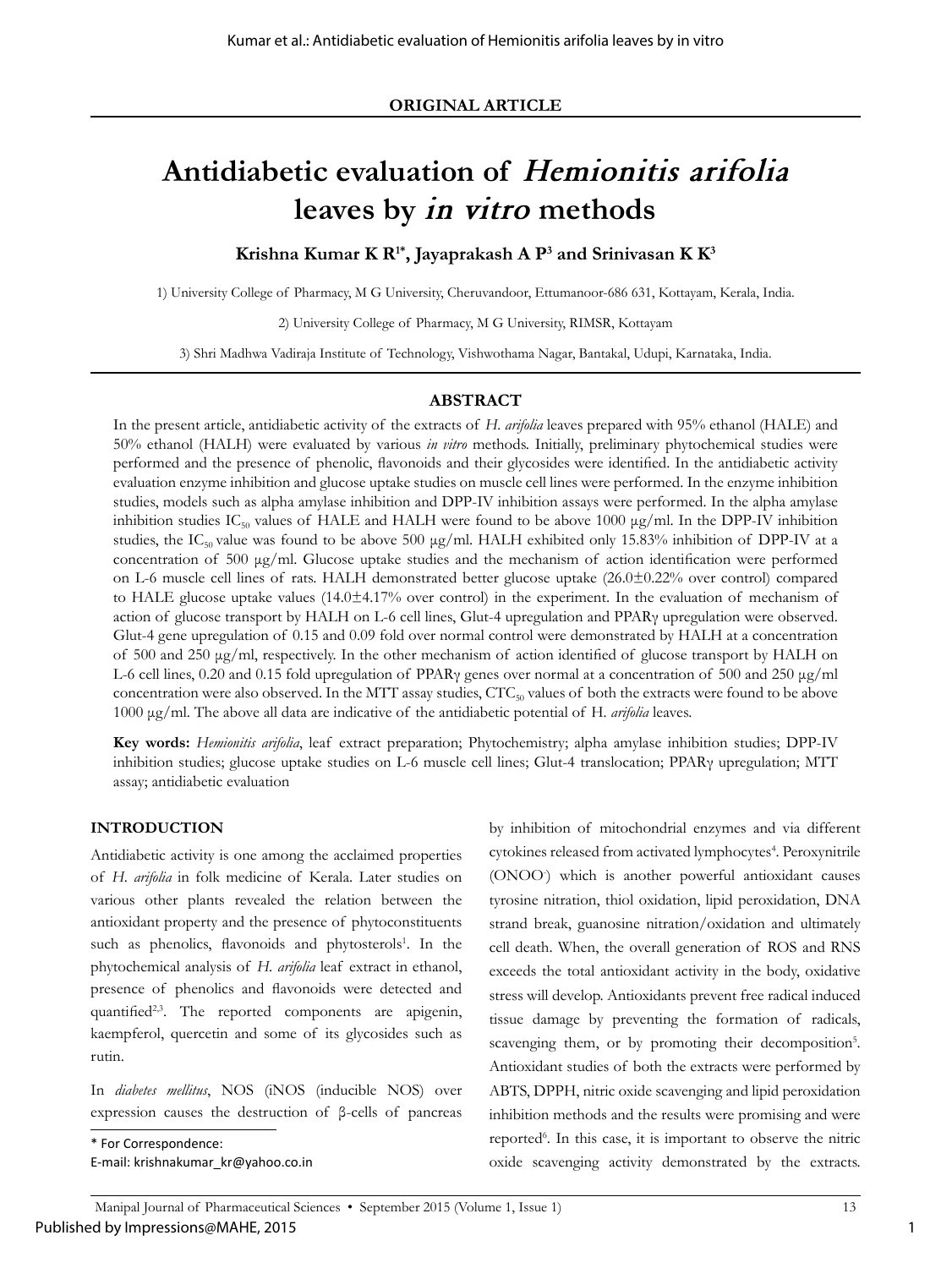**ORIGINAL ARTICLE**

# Antidiabetic evaluation of *Hemionitis arifolia* leaves by *in vitro* methods

**Krishna Kumar K R[1*], Jayaprakash A P[3] and Srinivasan K K[3]**

1) University College of Pharmacy, M G University, Cheruvandoor, Ettumanoor-686 631, Kottayam, Kerala, India.

2) University College of Pharmacy, M G University, RIMSR, Kottayam

3) Shri Madhwa Vadiraja Institute of Technology, Vishwothama Nagar, Bantakal, Udupi, Karnataka, India.

## ABSTRACT

In the present article, antidiabetic activity of the extracts of *H. arifolia* leaves prepared with 95% ethanol (HALE) and 50% ethanol (HALH) were evaluated by various *in vitro* methods. Initially, preliminary phytochemical studies were performed and the presence of phenolic, flavonoids and their glycosides were identified. In the antidiabetic activity evaluation enzyme inhibition and glucose uptake studies on muscle cell lines were performed. In the enzyme inhibition studies, models such as alpha amylase inhibition and DPP-IV inhibition assays were performed. In the alpha amylase inhibition studies $IC_{50}$ values of HALE and HALH were found to be above 1000 µg/ml. In the DPP-IV inhibition studies, the $IC_{50}$ value was found to be above 500 µg/ml. HALH exhibited only 15.83% inhibition of DPP-IV at a concentration of 500 µg/ml. Glucose uptake studies and the mechanism of action identification were performed on L-6 muscle cell lines of rats. HALH demonstrated better glucose uptake (26.0±0.22% over control) compared to HALE glucose uptake values (14.0±4.17% over control) in the experiment. In the evaluation of mechanism of action of glucose transport by HALH on L-6 cell lines, Glut-4 upregulation and PPARγ upregulation were observed. Glut-4 gene upregulation of 0.15 and 0.09 fold over normal control were demonstrated by HALH at a concentration of 500 and 250 µg/ml, respectively. In the other mechanism of action identified of glucose transport by HALH on L-6 cell lines, 0.20 and 0.15 fold upregulation of PPARγ genes over normal at a concentration of 500 and 250 µg/ml concentration were also observed. In the MTT assay studies, $CTC_{50}$ values of both the extracts were found to be above 1000 µg/ml. The above all data are indicative of the antidiabetic potential of H. *arifolia* leaves.

**Key words:** *Hemionitis arifolia*, leaf extract preparation; Phytochemistry; alpha amylase inhibition studies; DPP-IV inhibition studies; glucose uptake studies on L-6 muscle cell lines; Glut-4 translocation; PPARγ upregulation; MTT assay; antidiabetic evaluation

## INTRODUCTION

Antidiabetic activity is one among the acclaimed properties of *H. arifolia* in folk medicine of Kerala. Later studies on various other plants revealed the relation between the antioxidant property and the presence of phytoconstituents such as phenolics, flavonoids and phytosterols[1]. In the phytochemical analysis of *H. arifolia* leaf extract in ethanol, presence of phenolics and flavonoids were detected and quantified[2,3]. The reported components are apigenin, kaempferol, quercetin and some of its glycosides such as rutin.

In *diabetes mellitus*, NOS (iNOS (inducible NOS) over expression causes the destruction of β-cells of pancreas by inhibition of mitochondrial enzymes and via different cytokines released from activated lymphocytes[4]. Peroxynitrile ($ONOO^-$) which is another powerful antioxidant causes tyrosine nitration, thiol oxidation, lipid peroxidation, DNA strand break, guanosine nitration/oxidation and ultimately cell death. When, the overall generation of ROS and RNS exceeds the total antioxidant activity in the body, oxidative stress will develop. Antioxidants prevent free radical induced tissue damage by preventing the formation of radicals, scavenging them, or by promoting their decomposition[5]. Antioxidant studies of both the extracts were performed by ABTS, DPPH, nitric oxide scavenging and lipid peroxidation inhibition methods and the results were promising and were reported[6]. In this case, it is important to observe the nitric oxide scavenging activity demonstrated by the extracts.

\* For Correspondence:
E-mail: krishnakumar_kr@yahoo.co.in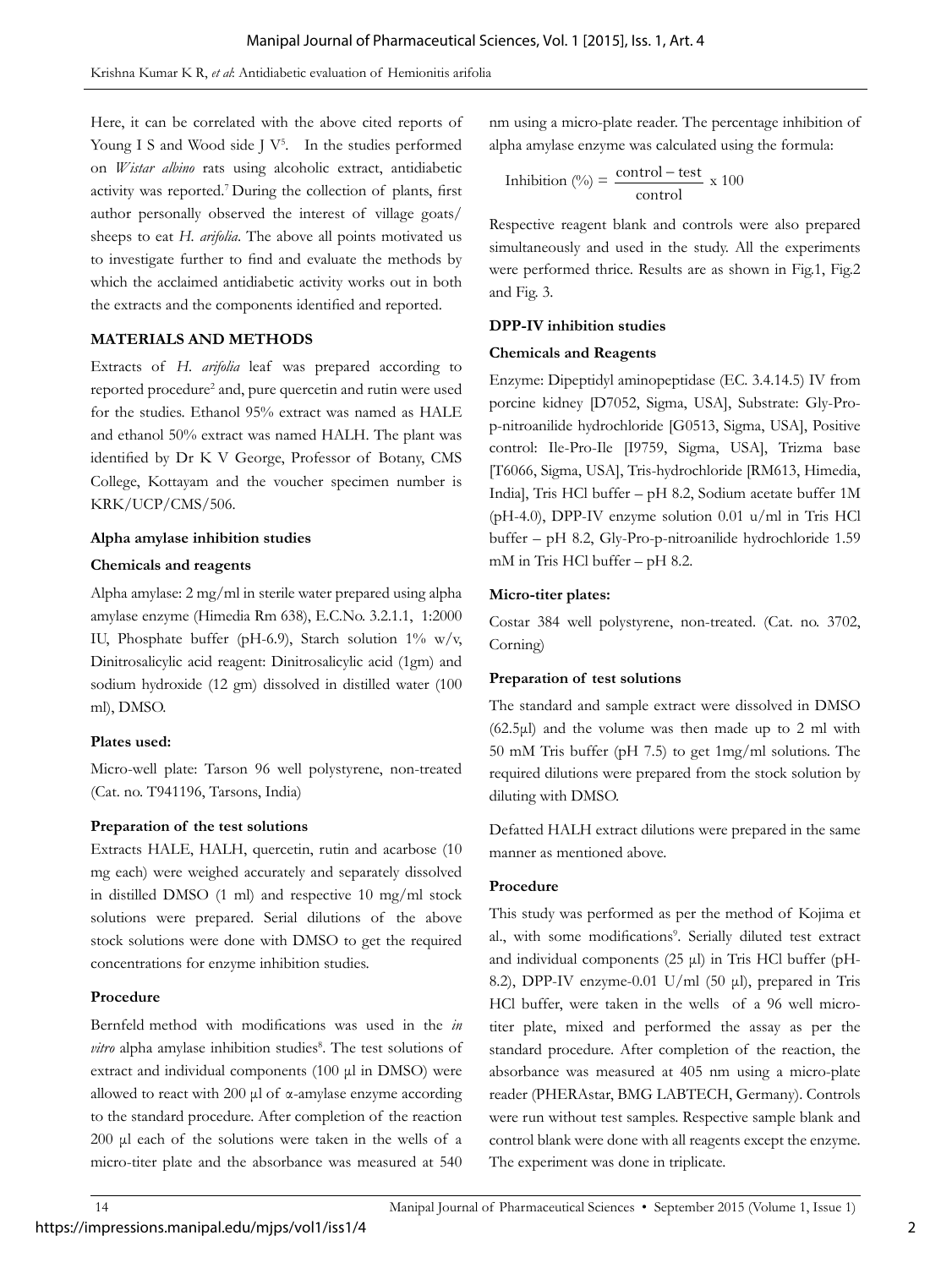Here, it can be correlated with the above cited reports of Young I S and Wood side J V[5]. In the studies performed on *Wistar albino* rats using alcoholic extract, antidiabetic activity was reported.[7] During the collection of plants, first author personally observed the interest of village goats/sheeps to eat *H. arifolia*. The above all points motivated us to investigate further to find and evaluate the methods by which the acclaimed antidiabetic activity works out in both the extracts and the components identified and reported.

## MATERIALS AND METHODS

Extracts of *H. arifolia* leaf was prepared according to reported procedure[2] and, pure quercetin and rutin were used for the studies. Ethanol 95% extract was named as HALE and ethanol 50% extract was named HALH. The plant was identified by Dr K V George, Professor of Botany, CMS College, Kottayam and the voucher specimen number is KRK/UCP/CMS/506.

### Alpha amylase inhibition studies

#### Chemicals and reagents

Alpha amylase: 2 mg/ml in sterile water prepared using alpha amylase enzyme (Himedia Rm 638), E.C.No. 3.2.1.1, 1:2000 IU, Phosphate buffer (pH-6.9), Starch solution 1% w/v, Dinitrosalicylic acid reagent: Dinitrosalicylic acid (1gm) and sodium hydroxide (12 gm) dissolved in distilled water (100 ml), DMSO.

#### Plates used:

Micro-well plate: Tarson 96 well polystyrene, non-treated (Cat. no. T941196, Tarsons, India)

#### Preparation of the test solutions

Extracts HALE, HALH, quercetin, rutin and acarbose (10 mg each) were weighed accurately and separately dissolved in distilled DMSO (1 ml) and respective 10 mg/ml stock solutions were prepared. Serial dilutions of the above stock solutions were done with DMSO to get the required concentrations for enzyme inhibition studies.

#### Procedure

Bernfeld method with modifications was used in the *in vitro* alpha amylase inhibition studies[8]. The test solutions of extract and individual components (100 μl in DMSO) were allowed to react with 200 μl of α-amylase enzyme according to the standard procedure. After completion of the reaction 200 μl each of the solutions were taken in the wells of a micro-titer plate and the absorbance was measured at 540 nm using a micro-plate reader. The percentage inhibition of alpha amylase enzyme was calculated using the formula:

$$\text{Inhibition (\%)} = \frac{\text{control} - \text{test}}{\text{control}} \times 100$$

Respective reagent blank and controls were also prepared simultaneously and used in the study. All the experiments were performed thrice. Results are as shown in Fig.1, Fig.2 and Fig. 3.

### DPP-IV inhibition studies

#### Chemicals and Reagents

Enzyme: Dipeptidyl aminopeptidase (EC. 3.4.14.5) IV from porcine kidney [D7052, Sigma, USA], Substrate: Gly-Pro-p-nitroanilide hydrochloride [G0513, Sigma, USA], Positive control: Ile-Pro-Ile [I9759, Sigma, USA], Trizma base [T6066, Sigma, USA], Tris-hydrochloride [RM613, Himedia, India], Tris HCl buffer – pH 8.2, Sodium acetate buffer 1M (pH-4.0), DPP-IV enzyme solution 0.01 u/ml in Tris HCl buffer – pH 8.2, Gly-Pro-p-nitroanilide hydrochloride 1.59 mM in Tris HCl buffer – pH 8.2.

#### Micro-titer plates:

Costar 384 well polystyrene, non-treated. (Cat. no. 3702, Corning)

#### Preparation of test solutions

The standard and sample extract were dissolved in DMSO (62.5μl) and the volume was then made up to 2 ml with 50 mM Tris buffer (pH 7.5) to get 1mg/ml solutions. The required dilutions were prepared from the stock solution by diluting with DMSO.

Defatted HALH extract dilutions were prepared in the same manner as mentioned above.

#### Procedure

This study was performed as per the method of Kojima et al., with some modifications[9]. Serially diluted test extract and individual components (25 μl) in Tris HCl buffer (pH-8.2), DPP-IV enzyme-0.01 U/ml (50 μl), prepared in Tris HCl buffer, were taken in the wells of a 96 well micro-titer plate, mixed and performed the assay as per the standard procedure. After completion of the reaction, the absorbance was measured at 405 nm using a micro-plate reader (PHERAstar, BMG LABTECH, Germany). Controls were run without test samples. Respective sample blank and control blank were done with all reagents except the enzyme. The experiment was done in triplicate.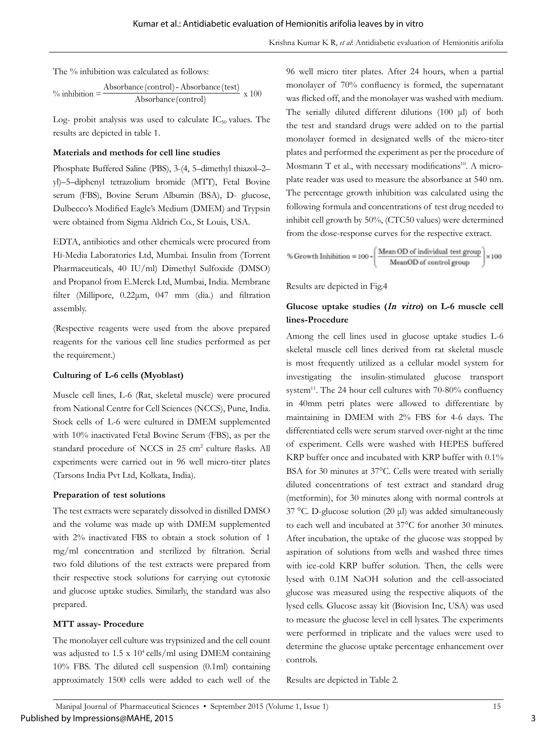The % inhibition was calculated as follows:

$$\% \text{ inhibition} = \frac{\text{Absorbance (control) - Absorbance (test)}}{\text{Absorbance (control)}} \times 100$$

Log- probit analysis was used to calculate $IC_{50}$ values. The results are depicted in table 1.

### Materials and methods for cell line studies

Phosphate Buffered Saline (PBS), 3-(4, 5–dimethyl thiazol–2–yl)–5–diphenyl tetrazolium bromide (MTT), Fetal Bovine serum (FBS), Bovine Serum Albumin (BSA), D- glucose, Dulbecco's Modified Eagle's Medium (DMEM) and Trypsin were obtained from Sigma Aldrich Co., St Louis, USA.

EDTA, antibiotics and other chemicals were procured from Hi-Media Laboratories Ltd, Mumbai. Insulin from (Torrent Pharmaceuticals, 40 IU/ml) Dimethyl Sulfoxide (DMSO) and Propanol from E.Merck Ltd, Mumbai, India. Membrane filter (Millipore, 0.22µm, 047 mm (dia.) and filtration assembly.

(Respective reagents were used from the above prepared reagents for the various cell line studies performed as per the requirement.)

### Culturing of L-6 cells (Myoblast)

Muscle cell lines, L-6 (Rat, skeletal muscle) were procured from National Centre for Cell Sciences (NCCS), Pune, India. Stock cells of L-6 were cultured in DMEM supplemented with 10% inactivated Fetal Bovine Serum (FBS), as per the standard procedure of NCCS in 25 $cm^2$ culture flasks. All experiments were carried out in 96 well micro-titer plates (Tarsons India Pvt Ltd, Kolkata, India).

### Preparation of test solutions

The test extracts were separately dissolved in distilled DMSO and the volume was made up with DMEM supplemented with 2% inactivated FBS to obtain a stock solution of 1 mg/ml concentration and sterilized by filtration. Serial two fold dilutions of the test extracts were prepared from their respective stock solutions for carrying out cytotoxic and glucose uptake studies. Similarly, the standard was also prepared.

### MTT assay- Procedure

The monolayer cell culture was trypsinized and the cell count was adjusted to $1.5 \times 10^4$ cells/ml using DMEM containing 10% FBS. The diluted cell suspension (0.1ml) containing approximately 1500 cells were added to each well of the 96 well micro titer plates. After 24 hours, when a partial monolayer of 70% confluency is formed, the supernatant was flicked off, and the monolayer was washed with medium. The serially diluted different dilutions (100 µl) of both the test and standard drugs were added on to the partial monolayer formed in designated wells of the micro-titer plates and performed the experiment as per the procedure of Mosmann T et al., with necessary modifications[10]. A micro-plate reader was used to measure the absorbance at 540 nm. The percentage growth inhibition was calculated using the following formula and concentrations of test drug needed to inhibit cell growth by 50%, (CTC50 values) were determined from the dose-response curves for the respective extract.

$$\% \text{ Growth Inhibition} = 100 - \left( \frac{\text{Mean OD of individual test group}}{\text{MeanOD of control group}} \right) \times 100$$

Results are depicted in Fig.4

### Glucose uptake studies (*In vitro*) on L-6 muscle cell lines-Procedure

Among the cell lines used in glucose uptake studies L-6 skeletal muscle cell lines derived from rat skeletal muscle is most frequently utilized as a cellular model system for investigating the insulin-stimulated glucose transport system[11]. The 24 hour cell cultures with 70-80% confluency in 40mm petri plates were allowed to differentiate by maintaining in DMEM with 2% FBS for 4-6 days. The differentiated cells were serum starved over-night at the time of experiment. Cells were washed with HEPES buffered KRP buffer once and incubated with KRP buffer with 0.1% BSA for 30 minutes at 37°C. Cells were treated with serially diluted concentrations of test extract and standard drug (metformin), for 30 minutes along with normal controls at 37 °C. D-glucose solution (20 µl) was added simultaneously to each well and incubated at 37°C for another 30 minutes. After incubation, the uptake of the glucose was stopped by aspiration of solutions from wells and washed three times with ice-cold KRP buffer solution. Then, the cells were lysed with 0.1M NaOH solution and the cell-associated glucose was measured using the respective aliquots of the lysed cells. Glucose assay kit (Biovision Inc, USA) was used to measure the glucose level in cell lysates. The experiments were performed in triplicate and the values were used to determine the glucose uptake percentage enhancement over controls.

Results are depicted in Table 2.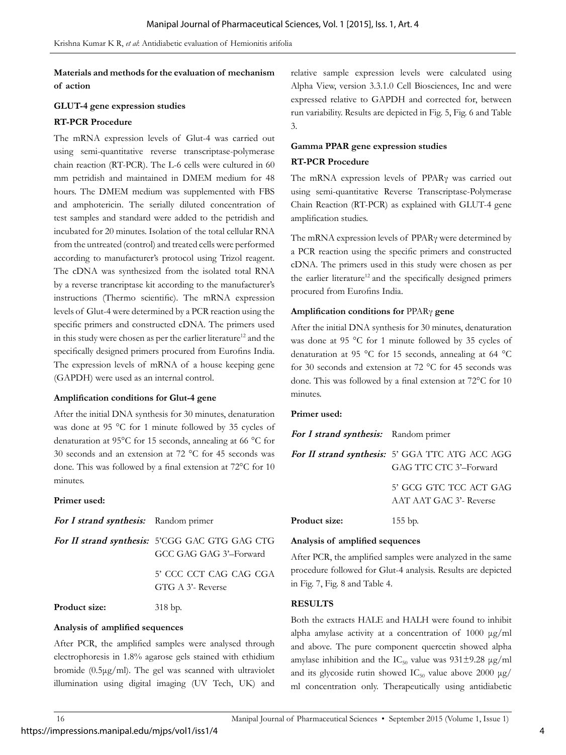### Materials and methods for the evaluation of mechanism of action

#### GLUT-4 gene expression studies

#### RT-PCR Procedure

The mRNA expression levels of Glut-4 was carried out using semi-quantitative reverse transcriptase-polymerase chain reaction (RT-PCR). The L-6 cells were cultured in 60 mm petridish and maintained in DMEM medium for 48 hours. The DMEM medium was supplemented with FBS and amphotericin. The serially diluted concentration of test samples and standard were added to the petridish and incubated for 20 minutes. Isolation of the total cellular RNA from the untreated (control) and treated cells were performed according to manufacturer's protocol using Trizol reagent. The cDNA was synthesized from the isolated total RNA by a reverse trancriptase kit according to the manufacturer's instructions (Thermo scientific). The mRNA expression levels of Glut-4 were determined by a PCR reaction using the specific primers and constructed cDNA. The primers used in this study were chosen as per the earlier literature[12] and the specifically designed primers procured from Eurofins India. The expression levels of mRNA of a house keeping gene (GAPDH) were used as an internal control.

#### Amplification conditions for Glut-4 gene

After the initial DNA synthesis for 30 minutes, denaturation was done at 95 °C for 1 minute followed by 35 cycles of denaturation at 95°C for 15 seconds, annealing at 66 °C for 30 seconds and an extension at 72 °C for 45 seconds was done. This was followed by a final extension at 72°C for 10 minutes.

**Primer used:**

| | |
|---|---|
| ***For I strand synthesis:*** | Random primer |
| ***For II strand synthesis:*** | 5'CGG GAC GTG GAG CTG GCC GAG GAG 3'–Forward |
| | 5' CCC CCT CAG CAG CGA GTG A 3'- Reverse |
| **Product size:** | 318 bp. |

#### Analysis of amplified sequences

After PCR, the amplified samples were analysed through electrophoresis in 1.8% agarose gels stained with ethidium bromide (0.5µg/ml). The gel was scanned with ultraviolet illumination using digital imaging (UV Tech, UK) and relative sample expression levels were calculated using Alpha View, version 3.3.1.0 Cell Biosciences, Inc and were expressed relative to GAPDH and corrected for, between run variability. Results are depicted in Fig. 5, Fig. 6 and Table 3.

#### Gamma PPAR gene expression studies

#### RT-PCR Procedure

The mRNA expression levels of PPARγ was carried out using semi-quantitative Reverse Transcriptase-Polymerase Chain Reaction (RT-PCR) as explained with GLUT-4 gene amplification studies.

The mRNA expression levels of PPARγ were determined by a PCR reaction using the specific primers and constructed cDNA. The primers used in this study were chosen as per the earlier literature[12] and the specifically designed primers procured from Eurofins India.

#### Amplification conditions for PPARγ gene

After the initial DNA synthesis for 30 minutes, denaturation was done at 95 °C for 1 minute followed by 35 cycles of denaturation at 95 °C for 15 seconds, annealing at 64 °C for 30 seconds and extension at 72 °C for 45 seconds was done. This was followed by a final extension at 72°C for 10 minutes.

**Primer used:**

| | |
|---|---|
| ***For I strand synthesis:*** | Random primer |
| ***For II strand synthesis:*** | 5' GGA TTC ATG ACC AGG GAG TTC CTC 3'–Forward |
| | 5' GCG GTC TCC ACT GAG AAT AAT GAC 3'- Reverse |
| **Product size:** | 155 bp. |

#### Analysis of amplified sequences

After PCR, the amplified samples were analyzed in the same procedure followed for Glut-4 analysis. Results are depicted in Fig. 7, Fig. 8 and Table 4.

## RESULTS

Both the extracts HALE and HALH were found to inhibit alpha amylase activity at a concentration of 1000 µg/ml and above. The pure component quercetin showed alpha amylase inhibition and the $IC_{50}$ value was 931±9.28 µg/ml and its glycoside rutin showed $IC_{50}$ value above 2000 µg/ml concentration only. Therapeutically using antidiabetic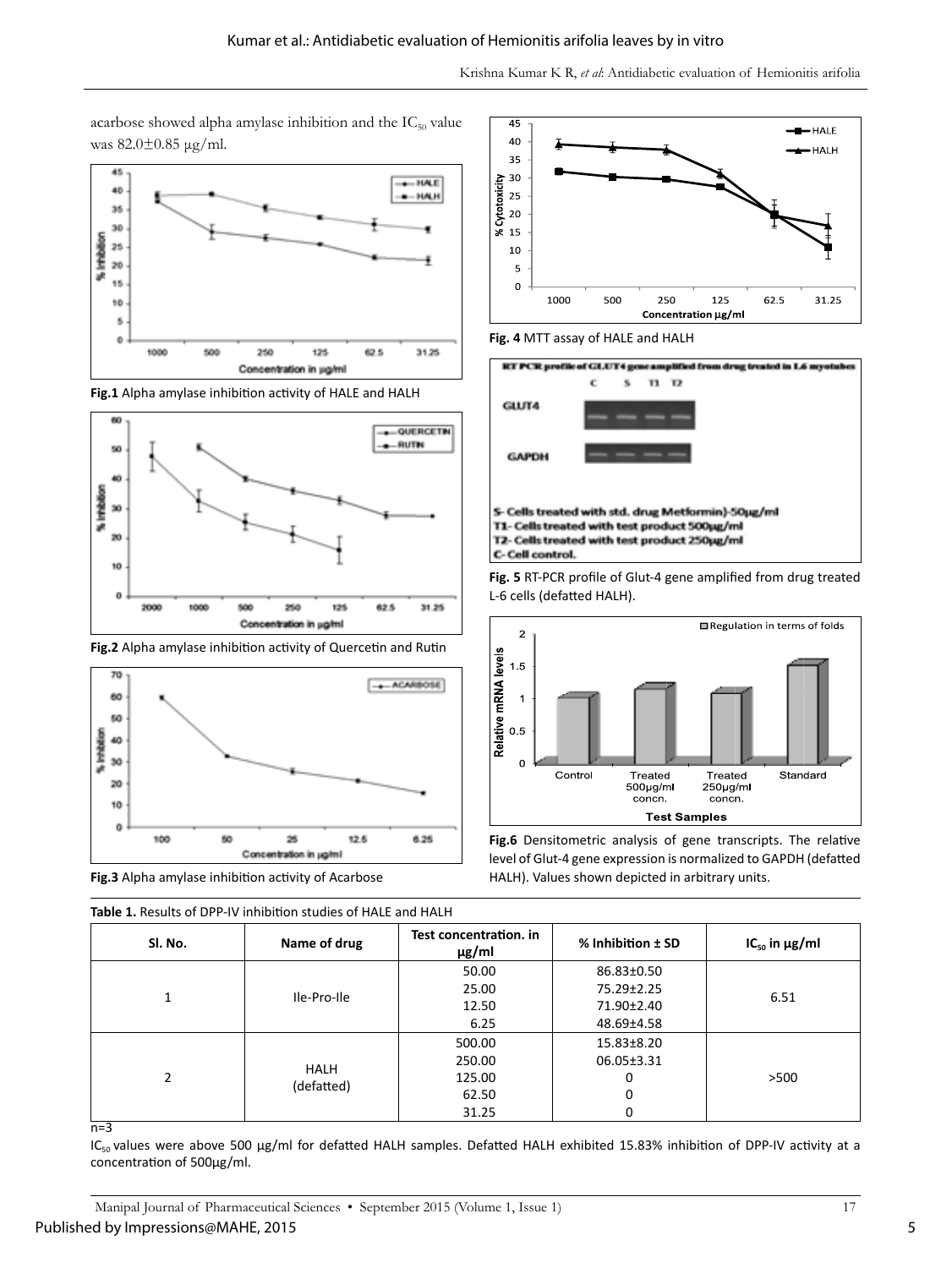acarbose showed alpha amylase inhibition and the $IC_{50}$ value was 82.0±0.85 µg/ml.

**Fig.1** Alpha amylase inhibition activity of HALE and HALH

**Fig.2** Alpha amylase inhibition activity of Quercetin and Rutin

**Fig.3** Alpha amylase inhibition activity of Acarbose

**Fig. 4** MTT assay of HALE and HALH

RT PCR profile of GLUT4 gene amplified from drug treated in L6 myotubes

S- Cells treated with std. drug Metformin)-50µg/ml
T1- Cells treated with test product 500µg/ml
T2- Cells treated with test product 250µg/ml
C- Cell control.

**Fig. 5** RT-PCR profile of Glut-4 gene amplified from drug treated L-6 cells (defatted HALH).

**Fig.6** Densitometric analysis of gene transcripts. The relative level of Glut-4 gene expression is normalized to GAPDH (defatted HALH). Values shown depicted in arbitrary units.

**Table 1.** Results of DPP-IV inhibition studies of HALE and HALH

| Sl. No. | Name of drug | Test concentration. in µg/ml | % Inhibition ± SD | $IC_{50}$ in µg/ml |
|---|---|---|---|---|
| 1 | Ile-Pro-Ile | 50.00 | 86.83±0.50 | 6.51 |
| | | 25.00 | 75.29±2.25 | |
| | | 12.50 | 71.90±2.40 | |
| | | 6.25 | 48.69±4.58 | |
| 2 | HALH (defatted) | 500.00 | 15.83±8.20 | >500 |
| | | 250.00 | 06.05±3.31 | |
| | | 125.00 | 0 | |
| | | 62.50 | 0 | |
| | | 31.25 | 0 | |

n=3

$IC_{50}$ values were above 500 µg/ml for defatted HALH samples. Defatted HALH exhibited 15.83% inhibition of DPP-IV activity at a concentration of 500µg/ml.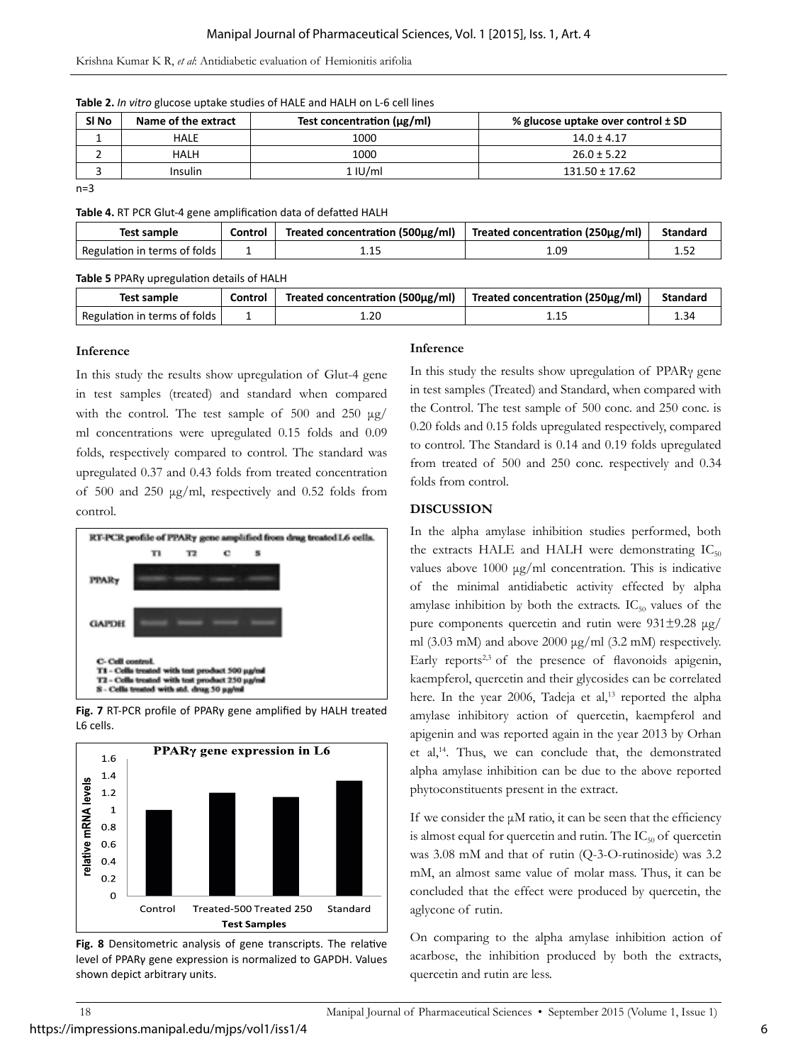**Table 2.** *In vitro* glucose uptake studies of HALE and HALH on L-6 cell lines

| Sl No | Name of the extract | Test concentration (μg/ml) | % glucose uptake over control ± SD |
|---|---|---|---|
| 1 | HALE | 1000 | 14.0 ± 4.17 |
| 2 | HALH | 1000 | 26.0 ± 5.22 |
| 3 | Insulin | 1 IU/ml | 131.50 ± 17.62 |

n=3

**Table 4.** RT PCR Glut-4 gene amplification data of defatted HALH

| Test sample | Control | Treated concentration (500μg/ml) | Treated concentration (250μg/ml) | Standard |
|---|---|---|---|---|
| Regulation in terms of folds | 1 | 1.15 | 1.09 | 1.52 |

**Table 5** PPARγ upregulation details of HALH

| Test sample | Control | Treated concentration (500μg/ml) | Treated concentration (250μg/ml) | Standard |
|---|---|---|---|---|
| Regulation in terms of folds | 1 | 1.20 | 1.15 | 1.34 |

### Inference

In this study the results show upregulation of Glut-4 gene in test samples (treated) and standard when compared with the control. The test sample of 500 and 250 μg/ml concentrations were upregulated 0.15 folds and 0.09 folds, respectively compared to control. The standard was upregulated 0.37 and 0.43 folds from treated concentration of 500 and 250 μg/ml, respectively and 0.52 folds from control.

**Fig. 7** RT-PCR profile of PPARγ gene amplified by HALH treated L6 cells.

**Fig. 8** Densitometric analysis of gene transcripts. The relative level of PPARγ gene expression is normalized to GAPDH. Values shown depict arbitrary units.

### Inference

In this study the results show upregulation of PPARγ gene in test samples (Treated) and Standard, when compared with the Control. The test sample of 500 conc. and 250 conc. is 0.20 folds and 0.15 folds upregulated respectively, compared to control. The Standard is 0.14 and 0.19 folds upregulated from treated of 500 and 250 conc. respectively and 0.34 folds from control.

## DISCUSSION

In the alpha amylase inhibition studies performed, both the extracts HALE and HALH were demonstrating $IC_{50}$ values above 1000 μg/ml concentration. This is indicative of the minimal antidiabetic activity effected by alpha amylase inhibition by both the extracts. $IC_{50}$ values of the pure components quercetin and rutin were 931±9.28 μg/ml (3.03 mM) and above 2000 μg/ml (3.2 mM) respectively. Early reports[2,3] of the presence of flavonoids apigenin, kaempferol, quercetin and their glycosides can be correlated here. In the year 2006, Tadeja et al,[13] reported the alpha amylase inhibitory action of quercetin, kaempferol and apigenin and was reported again in the year 2013 by Orhan et al,[14]. Thus, we can conclude that, the demonstrated alpha amylase inhibition can be due to the above reported phytoconstituents present in the extract.

If we consider the μM ratio, it can be seen that the efficiency is almost equal for quercetin and rutin. The $IC_{50}$ of quercetin was 3.08 mM and that of rutin (Q-3-O-rutinoside) was 3.2 mM, an almost same value of molar mass. Thus, it can be concluded that the effect were produced by quercetin, the aglycone of rutin.

On comparing to the alpha amylase inhibition action of acarbose, the inhibition produced by both the extracts, quercetin and rutin are less.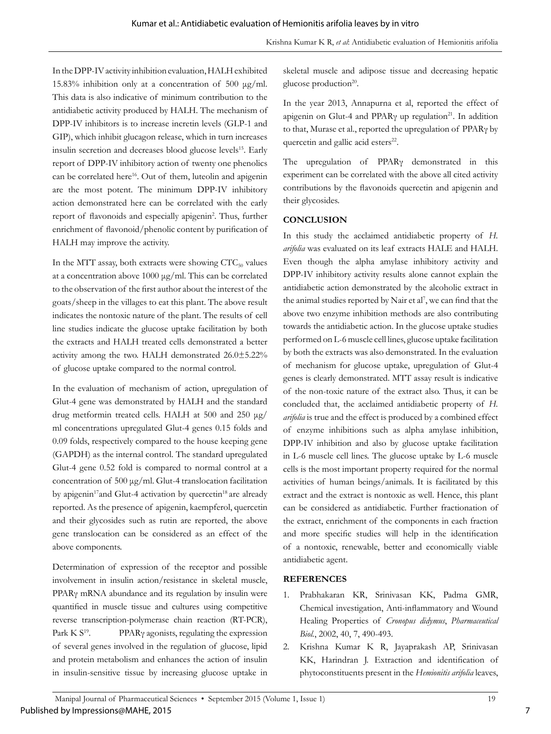In the DPP-IV activity inhibition evaluation, HALH exhibited 15.83% inhibition only at a concentration of 500 µg/ml. This data is also indicative of minimum contribution to the antidiabetic activity produced by HALH. The mechanism of DPP-IV inhibitors is to increase incretin levels (GLP-1 and GIP), which inhibit glucagon release, which in turn increases insulin secretion and decreases blood glucose levels[15]. Early report of DPP-IV inhibitory action of twenty one phenolics can be correlated here[16]. Out of them, luteolin and apigenin are the most potent. The minimum DPP-IV inhibitory action demonstrated here can be correlated with the early report of flavonoids and especially apigenin[2]. Thus, further enrichment of flavonoid/phenolic content by purification of HALH may improve the activity.

In the MTT assay, both extracts were showing $CTC_{50}$ values at a concentration above 1000 µg/ml. This can be correlated to the observation of the first author about the interest of the goats/sheep in the villages to eat this plant. The above result indicates the nontoxic nature of the plant. The results of cell line studies indicate the glucose uptake facilitation by both the extracts and HALH treated cells demonstrated a better activity among the two. HALH demonstrated 26.0±5.22% of glucose uptake compared to the normal control.

In the evaluation of mechanism of action, upregulation of Glut-4 gene was demonstrated by HALH and the standard drug metformin treated cells. HALH at 500 and 250 µg/ml concentrations upregulated Glut-4 genes 0.15 folds and 0.09 folds, respectively compared to the house keeping gene (GAPDH) as the internal control. The standard upregulated Glut-4 gene 0.52 fold is compared to normal control at a concentration of 500 µg/ml. Glut-4 translocation facilitation by apigenin[17] and Glut-4 activation by quercetin[18] are already reported. As the presence of apigenin, kaempferol, quercetin and their glycosides such as rutin are reported, the above gene translocation can be considered as an effect of the above components.

Determination of expression of the receptor and possible involvement in insulin action/resistance in skeletal muscle, PPARγ mRNA abundance and its regulation by insulin were quantified in muscle tissue and cultures using competitive reverse transcription-polymerase chain reaction (RT-PCR), Park K S[19]. PPARγ agonists, regulating the expression of several genes involved in the regulation of glucose, lipid and protein metabolism and enhances the action of insulin in insulin-sensitive tissue by increasing glucose uptake in skeletal muscle and adipose tissue and decreasing hepatic glucose production[20].

In the year 2013, Annapurna et al, reported the effect of apigenin on Glut-4 and PPARγ up regulation[21]. In addition to that, Murase et al., reported the upregulation of PPARγ by quercetin and gallic acid esters[22].

The upregulation of PPARγ demonstrated in this experiment can be correlated with the above all cited activity contributions by the flavonoids quercetin and apigenin and their glycosides.

## CONCLUSION

In this study the acclaimed antidiabetic property of *H. arifolia* was evaluated on its leaf extracts HALE and HALH. Even though the alpha amylase inhibitory activity and DPP-IV inhibitory activity results alone cannot explain the antidiabetic action demonstrated by the alcoholic extract in the animal studies reported by Nair et al[7], we can find that the above two enzyme inhibition methods are also contributing towards the antidiabetic action. In the glucose uptake studies performed on L-6 muscle cell lines, glucose uptake facilitation by both the extracts was also demonstrated. In the evaluation of mechanism for glucose uptake, upregulation of Glut-4 genes is clearly demonstrated. MTT assay result is indicative of the non-toxic nature of the extract also. Thus, it can be concluded that, the acclaimed antidiabetic property of *H. arifolia* is true and the effect is produced by a combined effect of enzyme inhibitions such as alpha amylase inhibition, DPP-IV inhibition and also by glucose uptake facilitation in L-6 muscle cell lines. The glucose uptake by L-6 muscle cells is the most important property required for the normal activities of human beings/animals. It is facilitated by this extract and the extract is nontoxic as well. Hence, this plant can be considered as antidiabetic. Further fractionation of the extract, enrichment of the components in each fraction and more specific studies will help in the identification of a nontoxic, renewable, better and economically viable antidiabetic agent.

## REFERENCES

1. Prabhakaran KR, Srinivasan KK, Padma GMR, Chemical investigation, Anti-inflammatory and Wound Healing Properties of *Cronopus didymus*, *Pharmaceutical Biol.*, 2002, 40, 7, 490-493.
2. Krishna Kumar K R, Jayaprakash AP, Srinivasan KK, Harindran J. Extraction and identification of phytoconstituents present in the *Hemionitis arifolia* leaves,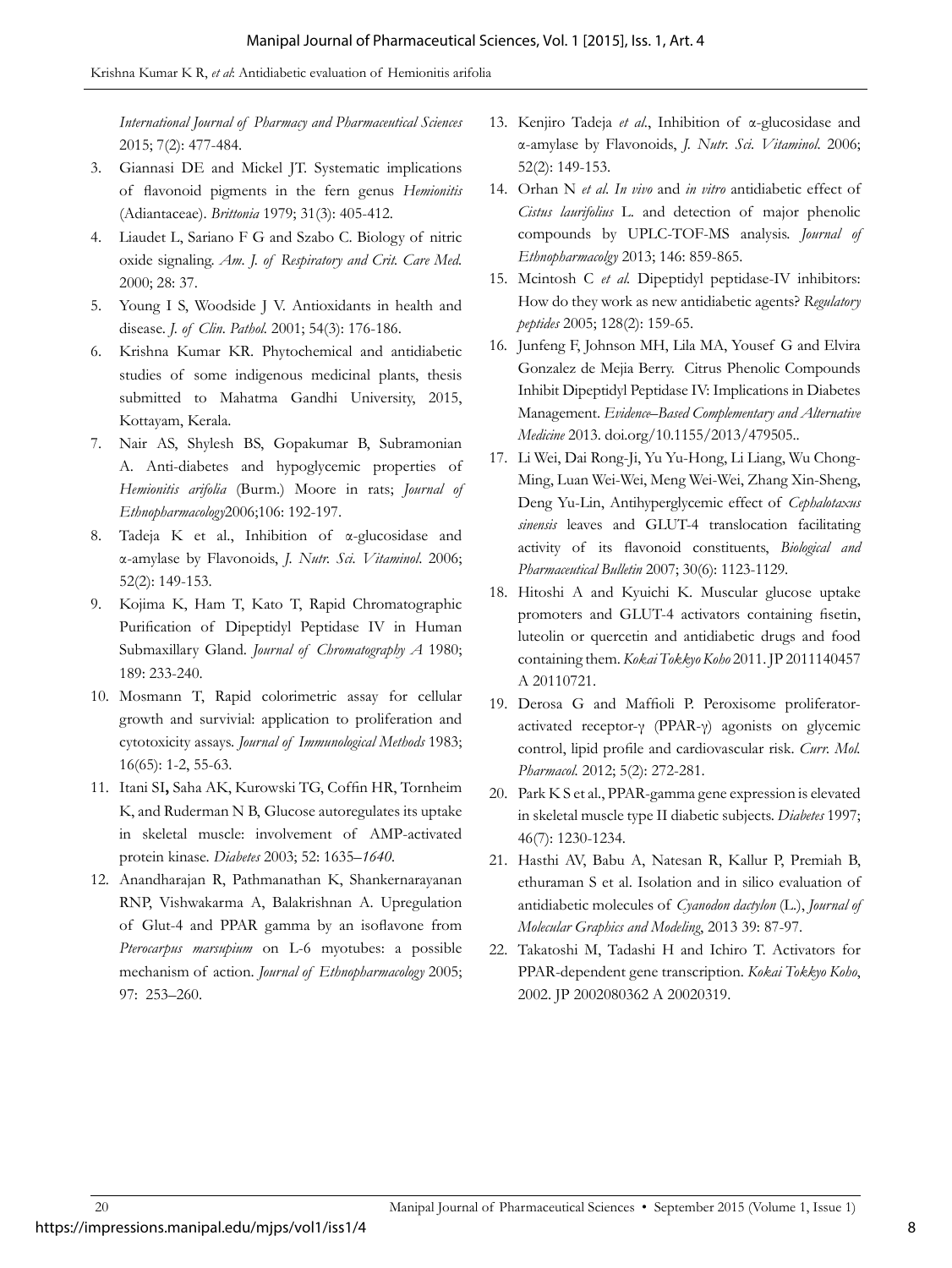*International Journal of Pharmacy and Pharmaceutical Sciences* 2015; 7(2): 477-484.

3. Giannasi DE and Mickel JT. Systematic implications of flavonoid pigments in the fern genus *Hemionitis* (Adiantaceae). *Brittonia* 1979; 31(3): 405-412.
4. Liaudet L, Sariano F G and Szabo C. Biology of nitric oxide signaling. *Am. J. of Respiratory and Crit. Care Med.* 2000; 28: 37.
5. Young I S, Woodside J V. Antioxidants in health and disease. *J. of Clin. Pathol.* 2001; 54(3): 176-186.
6. Krishna Kumar KR. Phytochemical and antidiabetic studies of some indigenous medicinal plants, thesis submitted to Mahatma Gandhi University, 2015, Kottayam, Kerala.
7. Nair AS, Shylesh BS, Gopakumar B, Subramonian A. Anti-diabetes and hypoglycemic properties of *Hemionitis arifolia* (Burm.) Moore in rats; *Journal of Ethnopharmacology*2006;106: 192-197.
8. Tadeja K et al., Inhibition of α-glucosidase and α-amylase by Flavonoids, *J. Nutr. Sci. Vitaminol.* 2006; 52(2): 149-153.
9. Kojima K, Ham T, Kato T, Rapid Chromatographic Purification of Dipeptidyl Peptidase IV in Human Submaxillary Gland. *Journal of Chromatography A* 1980; 189: 233-240.
10. Mosmann T, Rapid colorimetric assay for cellular growth and survivial: application to proliferation and cytotoxicity assays. *Journal of Immunological Methods* 1983; 16(65): 1-2, 55-63.
11. Itani SI**,** Saha AK, Kurowski TG, Coffin HR, Tornheim K, and Ruderman N B, Glucose autoregulates its uptake in skeletal muscle: involvement of AMP-activated protein kinase. *Diabetes* 2003; 52: 1635–*1640*.
12. Anandharajan R, Pathmanathan K, Shankernarayanan RNP, Vishwakarma A, Balakrishnan A. Upregulation of Glut-4 and PPAR gamma by an isoflavone from *Pterocarpus marsupium* on L-6 myotubes: a possible mechanism of action. *Journal of Ethnopharmacology* 2005; 97: 253–260.
13. Kenjiro Tadeja *et al.*, Inhibition of α-glucosidase and α-amylase by Flavonoids, *J. Nutr. Sci. Vitaminol.* 2006; 52(2): 149-153.
14. Orhan N *et al. In vivo* and *in vitro* antidiabetic effect of *Cistus laurifolius* L. and detection of major phenolic compounds by UPLC-TOF-MS analysis. *Journal of Ethnopharmacolgy* 2013; 146: 859-865.
15. Mcintosh C *et al.* Dipeptidyl peptidase-IV inhibitors: How do they work as new antidiabetic agents? *Regulatory peptides* 2005; 128(2): 159-65.
16. Junfeng F, Johnson MH, Lila MA, Yousef G and Elvira Gonzalez de Mejia Berry. Citrus Phenolic Compounds Inhibit Dipeptidyl Peptidase IV: Implications in Diabetes Management. *Evidence–Based Complementary and Alternative Medicine* 2013. doi.org/10.1155/2013/479505..
17. Li Wei, Dai Rong-Ji, Yu Yu-Hong, Li Liang, Wu Chong-Ming, Luan Wei-Wei, Meng Wei-Wei, Zhang Xin-Sheng, Deng Yu-Lin, Antihyperglycemic effect of *Cephalotaxus sinensis* leaves and GLUT-4 translocation facilitating activity of its flavonoid constituents, *Biological and Pharmaceutical Bulletin* 2007; 30(6): 1123-1129.
18. Hitoshi A and Kyuichi K. Muscular glucose uptake promoters and GLUT-4 activators containing fisetin, luteolin or quercetin and antidiabetic drugs and food containing them. *Kokai Tokkyo Koho* 2011. JP 2011140457 A 20110721.
19. Derosa G and Maffioli P. Peroxisome proliferator-activated receptor-γ (PPAR-γ) agonists on glycemic control, lipid profile and cardiovascular risk. *Curr. Mol. Pharmacol.* 2012; 5(2): 272-281.
20. Park K S et al., PPAR-gamma gene expression is elevated in skeletal muscle type II diabetic subjects. *Diabetes* 1997; 46(7): 1230-1234.
21. Hasthi AV, Babu A, Natesan R, Kallur P, Premiah B, ethuraman S et al. Isolation and in silico evaluation of antidiabetic molecules of *Cyanodon dactylon* (L.), *Journal of Molecular Graphics and Modeling*, 2013 39: 87-97.
22. Takatoshi M, Tadashi H and Ichiro T. Activators for PPAR-dependent gene transcription. *Kokai Tokkyo Koho*, 2002. JP 2002080362 A 20020319.